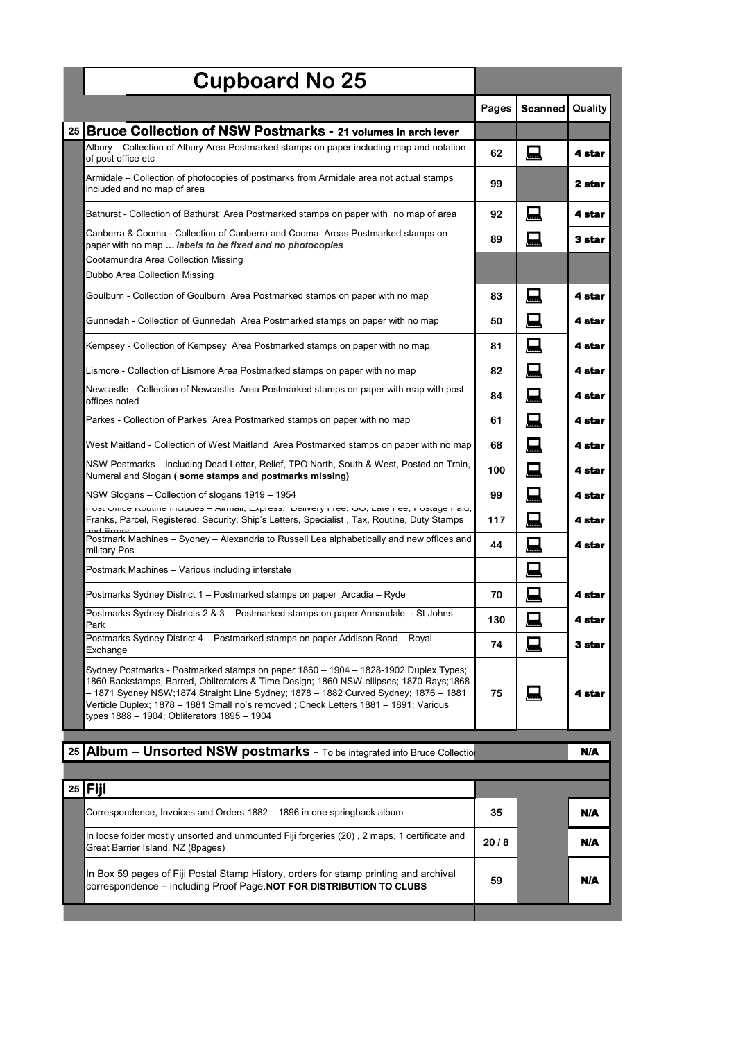# Cupboard No 25

| | | Pages | Scanned | Quality |
|---|---|---|---|---|
| 25 | **Bruce Collection of NSW Postmarks - 21 volumes in arch lever** | | | |
| | Albury – Collection of Albury Area Postmarked stamps on paper including map and notation of post office etc | 62 | 🖫 | 4 star |
| | Armidale – Collection of photocopies of postmarks from Armidale area not actual stamps included and no map of area | 99 | | 2 star |
| | Bathurst - Collection of Bathurst Area Postmarked stamps on paper with no map of area | 92 | 🖫 | 4 star |
| | Canberra & Cooma - Collection of Canberra and Cooma Areas Postmarked stamps on paper with no map ***… labels to be fixed and no photocopies*** | 89 | 🖫 | 3 star |
| | Cootamundra Area Collection Missing | | | |
| | Dubbo Area Collection Missing | | | |
| | Goulburn - Collection of Goulburn Area Postmarked stamps on paper with no map | 83 | 🖫 | 4 star |
| | Gunnedah - Collection of Gunnedah Area Postmarked stamps on paper with no map | 50 | 🖫 | 4 star |
| | Kempsey - Collection of Kempsey Area Postmarked stamps on paper with no map | 81 | 🖫 | 4 star |
| | Lismore - Collection of Lismore Area Postmarked stamps on paper with no map | 82 | 🖫 | 4 star |
| | Newcastle - Collection of Newcastle Area Postmarked stamps on paper with map with post offices noted | 84 | 🖫 | 4 star |
| | Parkes - Collection of Parkes Area Postmarked stamps on paper with no map | 61 | 🖫 | 4 star |
| | West Maitland - Collection of West Maitland Area Postmarked stamps on paper with no map | 68 | 🖫 | 4 star |
| | NSW Postmarks – including Dead Letter, Relief, TPO North, South & West, Posted on Train, Numeral and Slogan **( some stamps and postmarks missing)** | 100 | 🖫 | 4 star |
| | NSW Slogans – Collection of slogans 1919 – 1954 | 99 | 🖫 | 4 star |
| | Post Office Routine includes – Airmail, Express, Delivery Free, OS, Late Fee, Postage Paid, Franks, Parcel, Registered, Security, Ship's Letters, Specialist , Tax, Routine, Duty Stamps and Errors | 117 | 🖫 | 4 star |
| | Postmark Machines – Sydney – Alexandria to Russell Lea alphabetically and new offices and military Pos | 44 | 🖫 | 4 star |
| | Postmark Machines – Various including interstate | | 🖫 | |
| | Postmarks Sydney District 1 – Postmarked stamps on paper Arcadia – Ryde | 70 | 🖫 | 4 star |
| | Postmarks Sydney Districts 2 & 3 – Postmarked stamps on paper Annandale - St Johns Park | 130 | 🖫 | 4 star |
| | Postmarks Sydney District 4 – Postmarked stamps on paper Addison Road – Royal Exchange | 74 | 🖫 | 3 star |
| | Sydney Postmarks - Postmarked stamps on paper 1860 – 1904 – 1828-1902 Duplex Types; 1860 Backstamps, Barred, Obliterators & Time Design; 1860 NSW ellipses; 1870 Rays;1868 – 1871 Sydney NSW;1874 Straight Line Sydney; 1878 – 1882 Curved Sydney; 1876 – 1881 Verticle Duplex; 1878 – 1881 Small no's removed ; Check Letters 1881 – 1891; Various types 1888 – 1904; Obliterators 1895 – 1904 | 75 | 🖫 | 4 star |
| 25 | **Album – Unsorted NSW postmarks** - To be integrated into Bruce Collection | | | N/A |
| 25 | **Fiji** | | | |
| | Correspondence, Invoices and Orders 1882 – 1896 in one springback album | 35 | | N/A |
| | In loose folder mostly unsorted and unmounted Fiji forgeries (20) , 2 maps, 1 certificate and Great Barrier Island, NZ (8pages) | 20 / 8 | | N/A |
| | In Box 59 pages of Fiji Postal Stamp History, orders for stamp printing and archival correspondence – including Proof Page.**NOT FOR DISTRIBUTION TO CLUBS** | 59 | | N/A |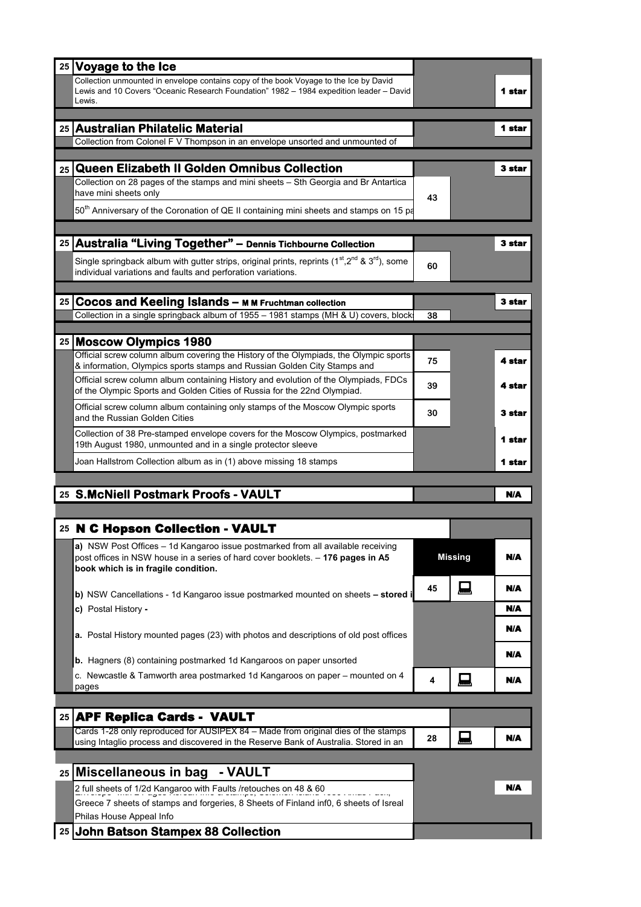| # | Item | Pages | | Rating |
|---|---|---|---|---|
| 25 | **Voyage to the Ice** | | | |
| | Collection unmounted in envelope contains copy of the book Voyage to the Ice by David Lewis and 10 Covers "Oceanic Research Foundation" 1982 – 1984 expedition leader – David Lewis. | | | 1 star |
| 25 | **Australian Philatelic Material** | | | 1 star |
| | Collection from Colonel F V Thompson in an envelope unsorted and unmounted of | | | |
| 25 | **Queen Elizabeth II Golden Omnibus Collection** | | | 3 star |
| | Collection on 28 pages of the stamps and mini sheets – Sth Georgia and Br Antartica have mini sheets only | 43 | | |
| | 50th Anniversary of the Coronation of QE II containing mini sheets and stamps on 15 pa | | | |
| 25 | **Australia "Living Together" – Dennis Tichbourne Collection** | | | 3 star |
| | Single springback album with gutter strips, original prints, reprints (1st, 2nd & 3rd), some individual variations and faults and perforation variations. | 60 | | |
| 25 | **Cocos and Keeling Islands – M M Fruchtman collection** | | | 3 star |
| | Collection in a single springback album of 1955 – 1981 stamps (MH & U) covers, block | 38 | | |
| 25 | **Moscow Olympics 1980** | | | |
| | Official screw column album covering the History of the Olympiads, the Olympic sports & information, Olympics sports stamps and Russian Golden City Stamps and | 75 | | 4 star |
| | Official screw column album containing History and evolution of the Olympiads, FDCs of the Olympic Sports and Golden Cities of Russia for the 22nd Olympiad. | 39 | | 4 star |
| | Official screw column album containing only stamps of the Moscow Olympic sports and the Russian Golden Cities | 30 | | 3 star |
| | Collection of 38 Pre-stamped envelope covers for the Moscow Olympics, postmarked 19th August 1980, unmounted and in a single protector sleeve | | | 1 star |
| | Joan Hallstrom Collection album as in (1) above missing 18 stamps | | | 1 star |
| 25 | **S.McNiell Postmark Proofs - VAULT** | | | N/A |
| 25 | **N C Hopson Collection - VAULT** | | | |
| | **a)** NSW Post Offices – 1d Kangaroo issue postmarked from all available receiving post offices in NSW house in a series of hard cover booklets. – **176 pages in A5 book which is in fragile condition.** | Missing | | N/A |
| | **b)** NSW Cancellations - 1d Kangaroo issue postmarked mounted on sheets **– stored i** | 45 | 💻 | N/A |
| | **c)** Postal History **-** | | | N/A |
| | **a.** Postal History mounted pages (23) with photos and descriptions of old post offices | | | N/A |
| | **b.** Hagners (8) containing postmarked 1d Kangaroos on paper unsorted | | | N/A |
| | c. Newcastle & Tamworth area postmarked 1d Kangaroos on paper – mounted on 4 pages | 4 | 💻 | N/A |
| 25 | **APF Replica Cards - VAULT** | | | |
| | Cards 1-28 only reproduced for AUSIPEX 84 – Made from original dies of the stamps using Intaglio process and discovered in the Reserve Bank of Australia. Stored in an | 28 | 💻 | N/A |
| 25 | **Miscellaneous in bag - VAULT** | | | |
| | 2 full sheets of 1/2d Kangaroo with Faults /retouches on 48 & 60 | | | N/A |
| | Greece 7 sheets of stamps and forgeries, 8 Sheets of Finland inf0, 6 sheets of Isreal | | | |
| | Philas House Appeal Info | | | |
| 25 | **John Batson Stampex 88 Collection** | | | |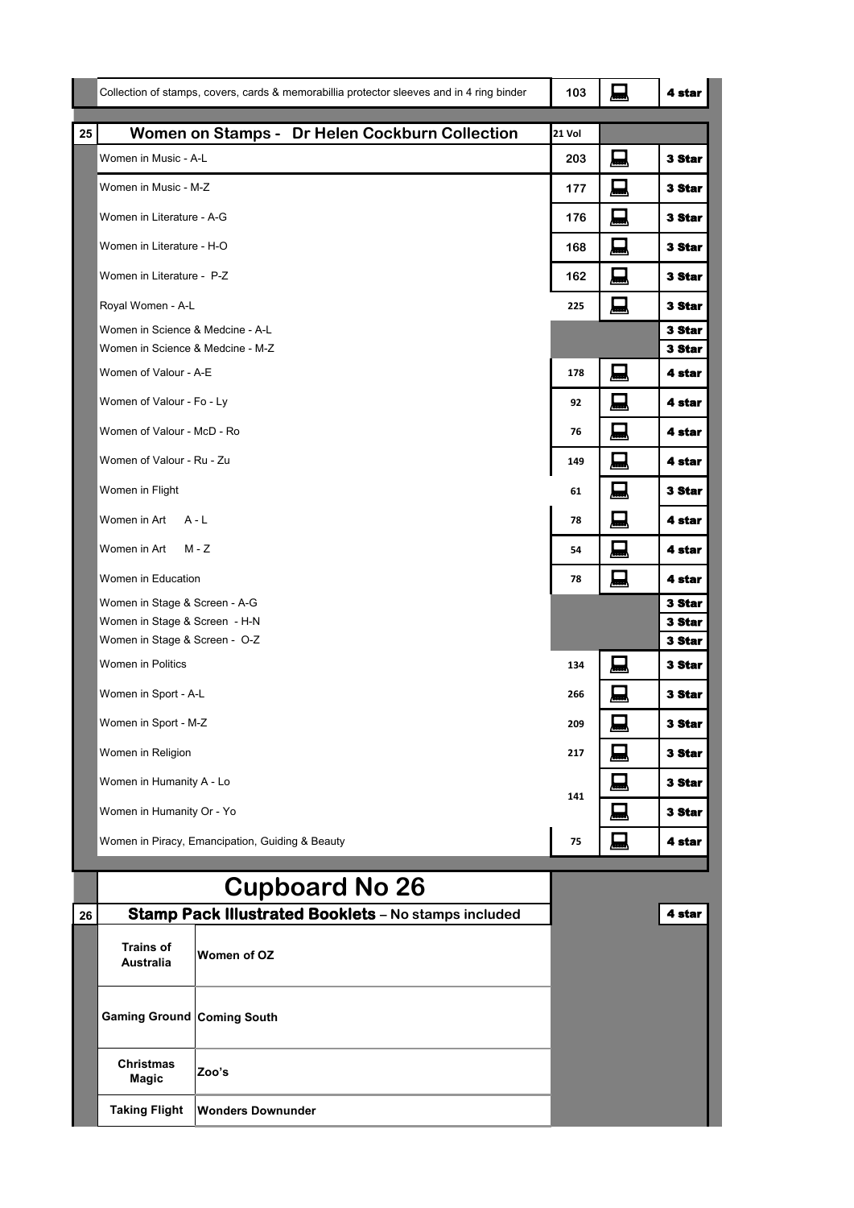| | Collection of stamps, covers, cards & memorabillia protector sleeves and in 4 ring binder | 103 | 💻 | 4 star |
|---|---|---|---|---|
| **25** | **Women on Stamps - Dr Helen Cockburn Collection** | **21 Vol** | | |
| | Women in Music - A-L | 203 | 💻 | 3 Star |
| | Women in Music - M-Z | 177 | 💻 | 3 Star |
| | Women in Literature - A-G | 176 | 💻 | 3 Star |
| | Women in Literature - H-O | 168 | 💻 | 3 Star |
| | Women in Literature - P-Z | 162 | 💻 | 3 Star |
| | Royal Women - A-L | 225 | 💻 | 3 Star |
| | Women in Science & Medcine - A-L | | | 3 Star |
| | Women in Science & Medcine - M-Z | | | 3 Star |
| | Women of Valour - A-E | 178 | 💻 | 4 star |
| | Women of Valour - Fo - Ly | 92 | 💻 | 4 star |
| | Women of Valour - McD - Ro | 76 | 💻 | 4 star |
| | Women of Valour - Ru - Zu | 149 | 💻 | 4 star |
| | Women in Flight | 61 | 💻 | 3 Star |
| | Women in Art A - L | 78 | 💻 | 4 star |
| | Women in Art M - Z | 54 | 💻 | 4 star |
| | Women in Education | 78 | 💻 | 4 star |
| | Women in Stage & Screen - A-G | | | 3 Star |
| | Women in Stage & Screen - H-N | | | 3 Star |
| | Women in Stage & Screen - O-Z | | | 3 Star |
| | Women in Politics | 134 | 💻 | 3 Star |
| | Women in Sport - A-L | 266 | 💻 | 3 Star |
| | Women in Sport - M-Z | 209 | 💻 | 3 Star |
| | Women in Religion | 217 | 💻 | 3 Star |
| | Women in Humanity A - Lo | 141 | 💻 | 3 Star |
| | Women in Humanity Or - Yo | | 💻 | 3 Star |
| | Women in Piracy, Emancipation, Guiding & Beauty | 75 | 💻 | 4 star |

# Cupboard No 26

| | | | | |
|---|---|---|---|---|
| **26** | **Stamp Pack Illustrated Booklets – No stamps included** | | | **4 star** |
| | **Trains of Australia** | **Women of OZ** | | |
| | **Gaming Ground** | **Coming South** | | |
| | **Christmas Magic** | **Zoo's** | | |
| | **Taking Flight** | **Wonders Downunder** | | |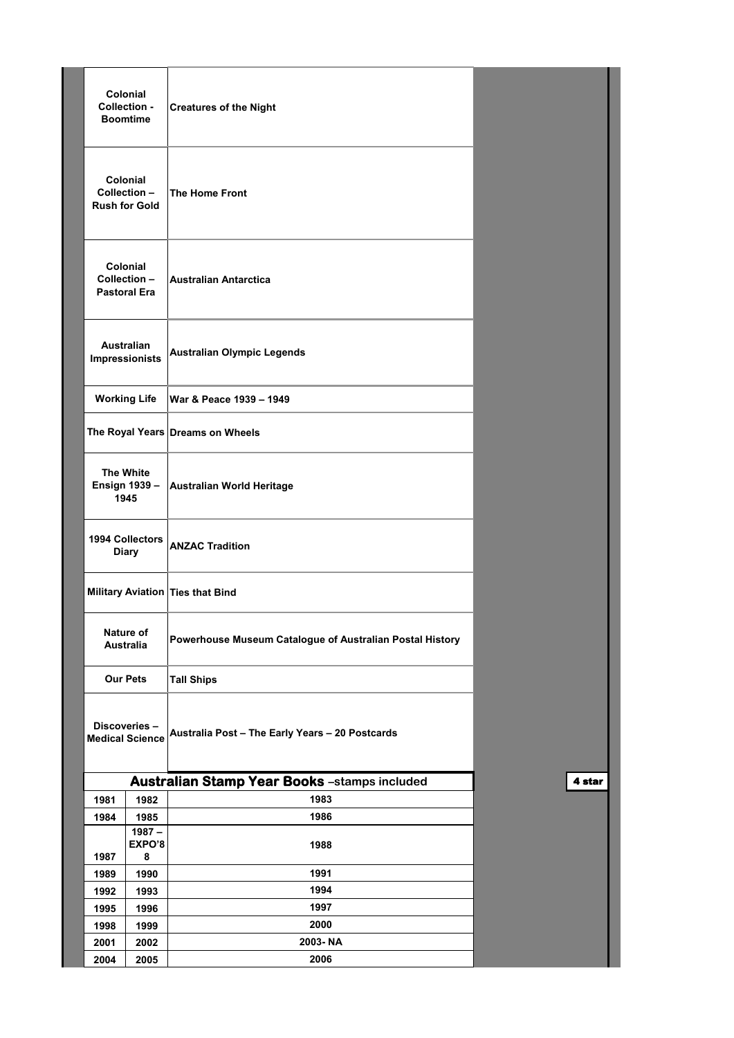| | | |
|---|---|---|
| Colonial Collection - Boomtime | Creatures of the Night | |
| Colonial Collection – Rush for Gold | The Home Front | |
| Colonial Collection – Pastoral Era | Australian Antarctica | |
| Australian Impressionists | Australian Olympic Legends | |
| Working Life | War & Peace 1939 – 1949 | |
| The Royal Years | Dreams on Wheels | |
| The White Ensign 1939 – 1945 | Australian World Heritage | |
| 1994 Collectors Diary | ANZAC Tradition | |
| Military Aviation | Ties that Bind | |
| Nature of Australia | Powerhouse Museum Catalogue of Australian Postal History | |
| Our Pets | Tall Ships | |
| Discoveries – Medical Science | Australia Post – The Early Years – 20 Postcards | |

| Australian Stamp Year Books –stamps included | | | 4 star |
|---|---|---|---|
| 1981 | 1982 | 1983 | |
| 1984 | 1985 | 1986 | |
| 1987 | 1987 – EXPO'88 | 1988 | |
| 1989 | 1990 | 1991 | |
| 1992 | 1993 | 1994 | |
| 1995 | 1996 | 1997 | |
| 1998 | 1999 | 2000 | |
| 2001 | 2002 | 2003- NA | |
| 2004 | 2005 | 2006 | |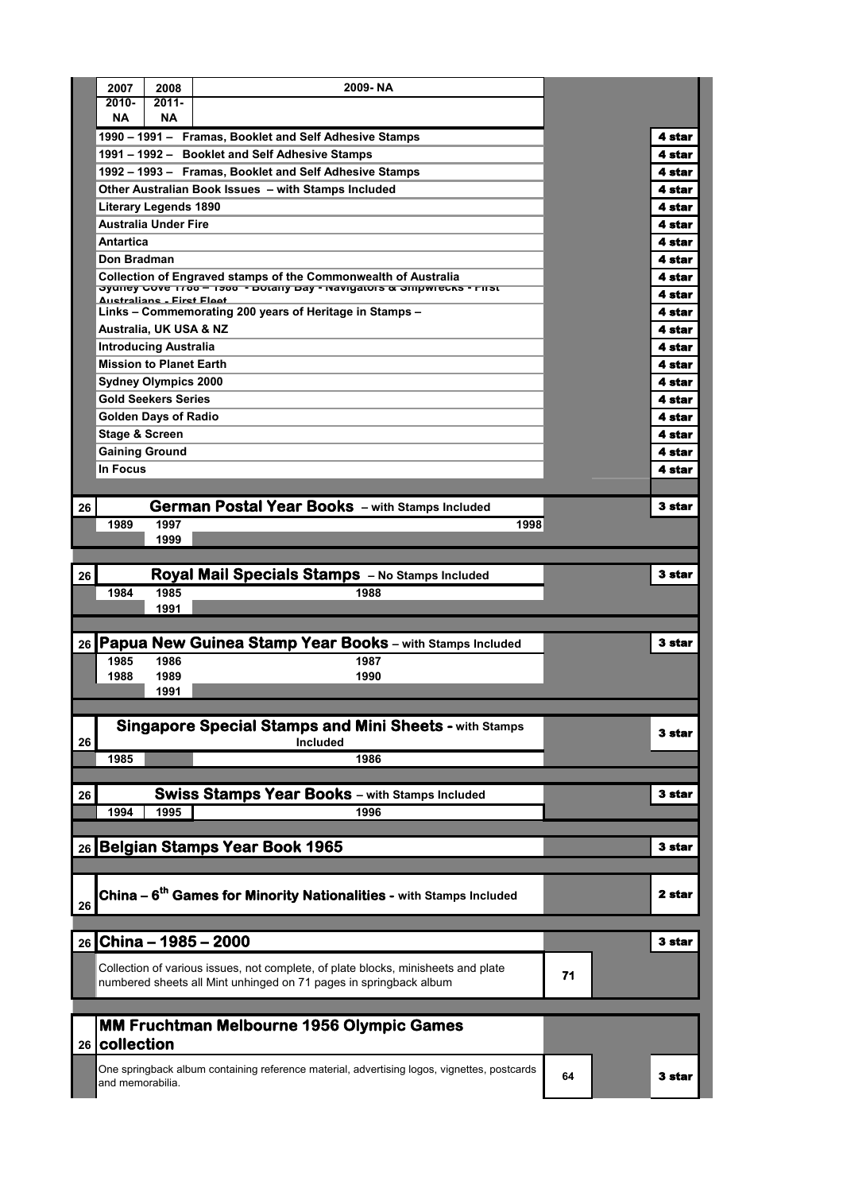| | | | | | | |
|---|---|---|---|---|---|---|
| | 2007 | 2008 | 2009- NA | | | |
| | 2010- NA | 2011- NA | | | | |
| | 1990 – 1991 – Framas, Booklet and Self Adhesive Stamps | | | | | 4 star |
| | 1991 – 1992 – Booklet and Self Adhesive Stamps | | | | | 4 star |
| | 1992 – 1993 – Framas, Booklet and Self Adhesive Stamps | | | | | 4 star |
| | Other Australian Book Issues – with Stamps Included | | | | | 4 star |
| | Literary Legends 1890 | | | | | 4 star |
| | Australia Under Fire | | | | | 4 star |
| | Antartica | | | | | 4 star |
| | Don Bradman | | | | | 4 star |
| | Collection of Engraved stamps of the Commonwealth of Australia | | | | | 4 star |
| | Sydney Cove 1788 – 1988 - Botany Bay - Navigators & Shipwrecks - First Australians - First Fleet | | | | | 4 star |
| | Links – Commemorating 200 years of Heritage in Stamps – | | | | | 4 star |
| | Australia, UK USA & NZ | | | | | 4 star |
| | Introducing Australia | | | | | 4 star |
| | Mission to Planet Earth | | | | | 4 star |
| | Sydney Olympics 2000 | | | | | 4 star |
| | Gold Seekers Series | | | | | 4 star |
| | Golden Days of Radio | | | | | 4 star |
| | Stage & Screen | | | | | 4 star |
| | Gaining Ground | | | | | 4 star |
| | In Focus | | | | | 4 star |
| 26 | **German Postal Year Books** – with Stamps Included | | | | | 3 star |
| | 1989 | 1997 | 1998 | | | |
| | | 1999 | | | | |
| 26 | **Royal Mail Specials Stamps** – No Stamps Included | | | | | 3 star |
| | 1984 | 1985 | 1988 | | | |
| | | 1991 | | | | |
| 26 | **Papua New Guinea Stamp Year Books** – with Stamps Included | | | | | 3 star |
| | 1985 | 1986 | 1987 | | | |
| | 1988 | 1989 | 1990 | | | |
| | | 1991 | | | | |
| 26 | **Singapore Special Stamps and Mini Sheets** - with Stamps Included | | | | | 3 star |
| | 1985 | | 1986 | | | |
| 26 | **Swiss Stamps Year Books** – with Stamps Included | | | | | 3 star |
| | 1994 | 1995 | 1996 | | | |
| 26 | **Belgian Stamps Year Book 1965** | | | | | 3 star |
| 26 | **China – 6th Games for Minority Nationalities** - with Stamps Included | | | | | 2 star |
| 26 | **China – 1985 – 2000** | | | | | 3 star |
| | Collection of various issues, not complete, of plate blocks, minisheets and plate numbered sheets all Mint unhinged on 71 pages in springback album | | | 71 | | |
| 26 | **MM Fruchtman Melbourne 1956 Olympic Games collection** | | | | | |
| | One springback album containing reference material, advertising logos, vignettes, postcards and memorabilia. | | | 64 | | 3 star |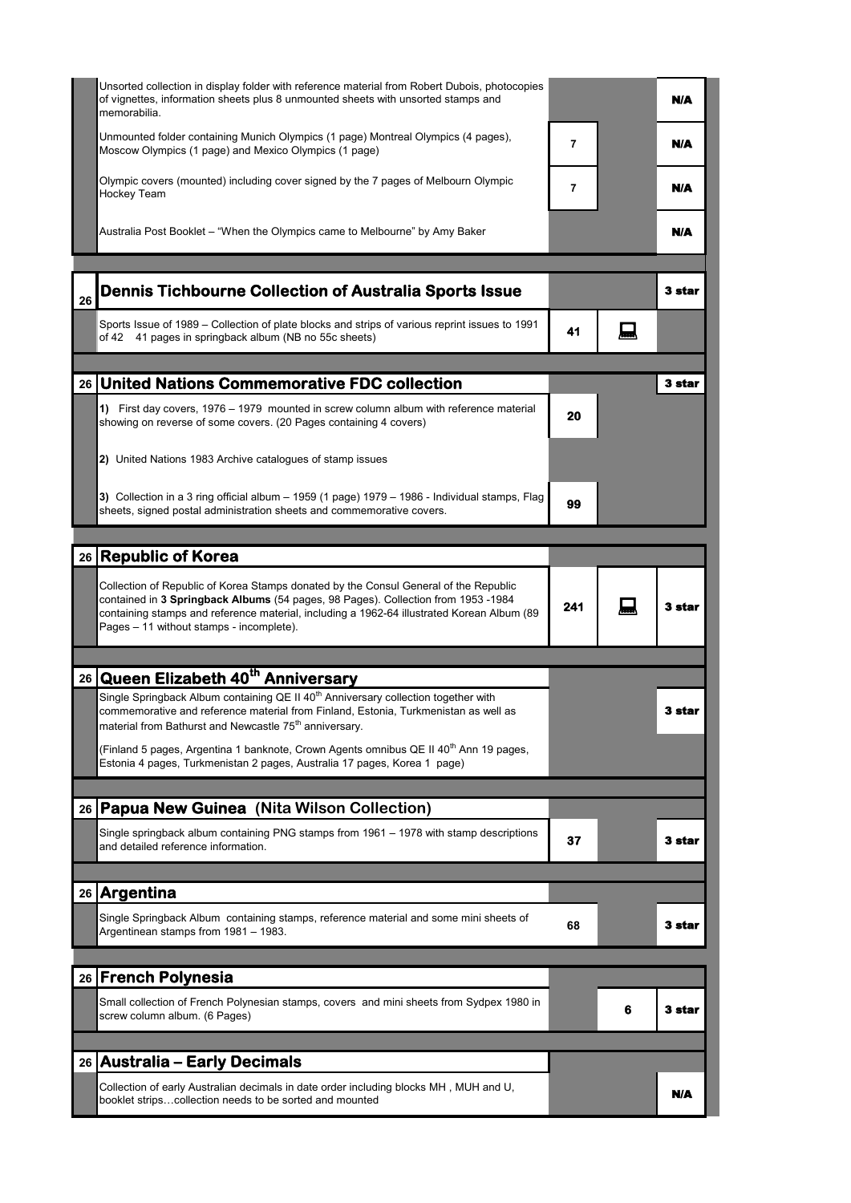| | Description | | | |
|---|---|---|---|---|
| | Unsorted collection in display folder with reference material from Robert Dubois, photocopies of vignettes, information sheets plus 8 unmounted sheets with unsorted stamps and memorabilia. | | | N/A |
| | Unmounted folder containing Munich Olympics (1 page) Montreal Olympics (4 pages), Moscow Olympics (1 page) and Mexico Olympics (1 page) | 7 | | N/A |
| | Olympic covers (mounted) including cover signed by the 7 pages of Melbourn Olympic Hockey Team | 7 | | N/A |
| | Australia Post Booklet – "When the Olympics came to Melbourne" by Amy Baker | | | N/A |
| 26 | **Dennis Tichbourne Collection of Australia Sports Issue** | | | 3 star |
| | Sports Issue of 1989 – Collection of plate blocks and strips of various reprint issues to 1991 of 42 41 pages in springback album (NB no 55c sheets) | 41 | 💻 | |
| 26 | **United Nations Commemorative FDC collection** | | | 3 star |
| | 1) First day covers, 1976 – 1979 mounted in screw column album with reference material showing on reverse of some covers. (20 Pages containing 4 covers) | 20 | | |
| | 2) United Nations 1983 Archive catalogues of stamp issues | | | |
| | 3) Collection in a 3 ring official album – 1959 (1 page) 1979 – 1986 - Individual stamps, Flag sheets, signed postal administration sheets and commemorative covers. | 99 | | |
| 26 | **Republic of Korea** | | | |
| | Collection of Republic of Korea Stamps donated by the Consul General of the Republic contained in **3 Springback Albums** (54 pages, 98 Pages). Collection from 1953 -1984 containing stamps and reference material, including a 1962-64 illustrated Korean Album (89 Pages – 11 without stamps - incomplete). | 241 | 💻 | 3 star |
| 26 | **Queen Elizabeth 40th Anniversary** | | | |
| | Single Springback Album containing QE II 40th Anniversary collection together with commemorative and reference material from Finland, Estonia, Turkmenistan as well as material from Bathurst and Newcastle 75th anniversary. | | | 3 star |
| | (Finland 5 pages, Argentina 1 banknote, Crown Agents omnibus QE II 40th Ann 19 pages, Estonia 4 pages, Turkmenistan 2 pages, Australia 17 pages, Korea 1 page) | | | |
| 26 | **Papua New Guinea (Nita Wilson Collection)** | | | |
| | Single springback album containing PNG stamps from 1961 – 1978 with stamp descriptions and detailed reference information. | 37 | | 3 star |
| 26 | **Argentina** | | | |
| | Single Springback Album containing stamps, reference material and some mini sheets of Argentinean stamps from 1981 – 1983. | 68 | | 3 star |
| 26 | **French Polynesia** | | | |
| | Small collection of French Polynesian stamps, covers and mini sheets from Sydpex 1980 in screw column album. (6 Pages) | | 6 | 3 star |
| 26 | **Australia – Early Decimals** | | | |
| | Collection of early Australian decimals in date order including blocks MH , MUH and U, booklet strips…collection needs to be sorted and mounted | | | N/A |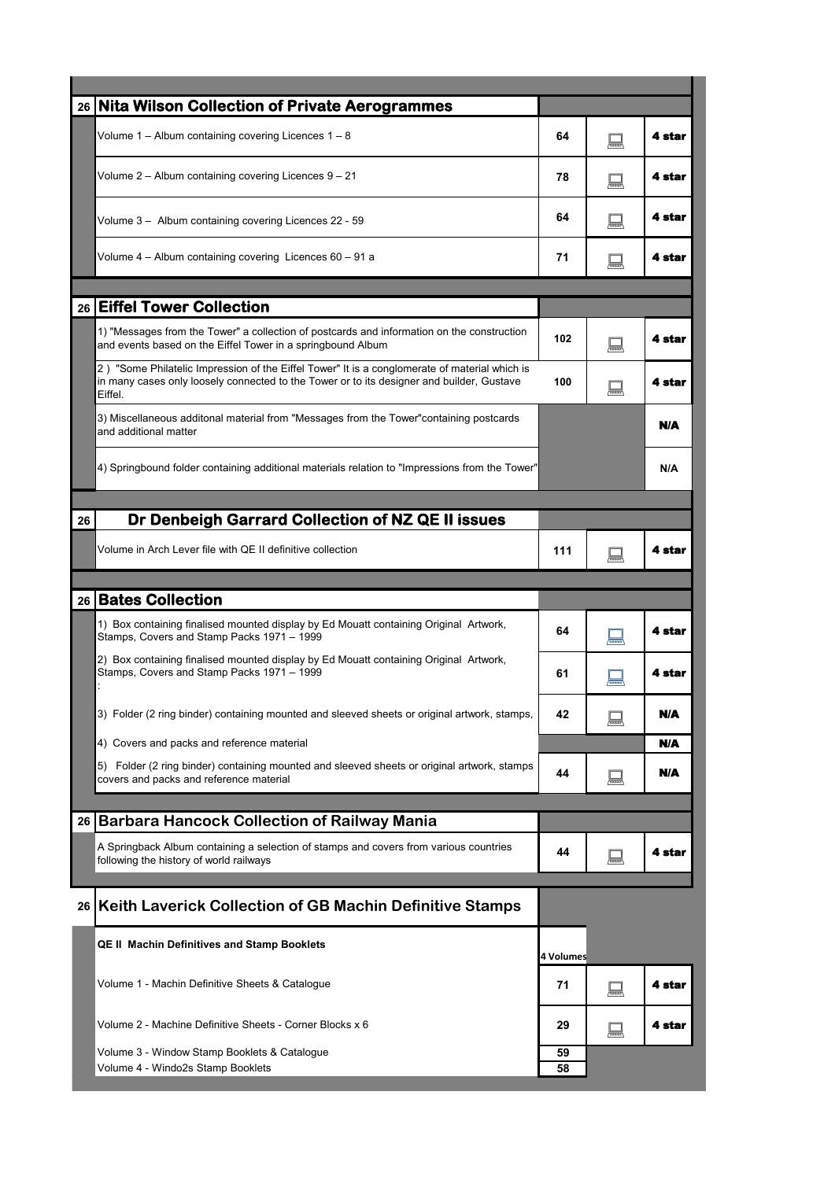| | | | | |
|---|---|---|---|---|
| **26** | **Nita Wilson Collection of Private Aerogrammes** | | | |
| | Volume 1 – Album containing covering Licences 1 – 8 | 64 | | **4 star** |
| | Volume 2 – Album containing covering Licences 9 – 21 | 78 | | **4 star** |
| | Volume 3 – Album containing covering Licences 22 - 59 | 64 | | **4 star** |
| | Volume 4 – Album containing covering Licences 60 – 91 a | 71 | | **4 star** |
| **26** | **Eiffel Tower Collection** | | | |
| | 1) "Messages from the Tower" a collection of postcards and information on the construction and events based on the Eiffel Tower in a springbound Album | 102 | | **4 star** |
| | 2 ) "Some Philatelic Impression of the Eiffel Tower" It is a conglomerate of material which is in many cases only loosely connected to the Tower or to its designer and builder, Gustave Eiffel. | 100 | | **4 star** |
| | 3) Miscellaneous additonal material from "Messages from the Tower"containing postcards and additional matter | | | **N/A** |
| | 4) Springbound folder containing additional materials relation to "Impressions from the Tower" | | | N/A |
| **26** | **Dr Denbeigh Garrard Collection of NZ QE II issues** | | | |
| | Volume in Arch Lever file with QE II definitive collection | 111 | | **4 star** |
| **26** | **Bates Collection** | | | |
| | 1) Box containing finalised mounted display by Ed Mouatt containing Original Artwork, Stamps, Covers and Stamp Packs 1971 – 1999 | 64 | | **4 star** |
| | 2) Box containing finalised mounted display by Ed Mouatt containing Original Artwork, Stamps, Covers and Stamp Packs 1971 – 1999 : | 61 | | **4 star** |
| | 3) Folder (2 ring binder) containing mounted and sleeved sheets or original artwork, stamps, | 42 | | **N/A** |
| | 4) Covers and packs and reference material | | | **N/A** |
| | 5) Folder (2 ring binder) containing mounted and sleeved sheets or original artwork, stamps covers and packs and reference material | 44 | | **N/A** |
| **26** | **Barbara Hancock Collection of Railway Mania** | | | |
| | A Springback Album containing a selection of stamps and covers from various countries following the history of world railways | 44 | | **4 star** |
| **26** | **Keith Laverick Collection of GB Machin Definitive Stamps** | | | |
| | **QE II Machin Definitives and Stamp Booklets** | 4 Volumes | | |
| | Volume 1 - Machin Definitive Sheets & Catalogue | 71 | | **4 star** |
| | Volume 2 - Machine Definitive Sheets - Corner Blocks x 6 | 29 | | **4 star** |
| | Volume 3 - Window Stamp Booklets & Catalogue | 59 | | |
| | Volume 4 - Windo2s Stamp Booklets | 58 | | |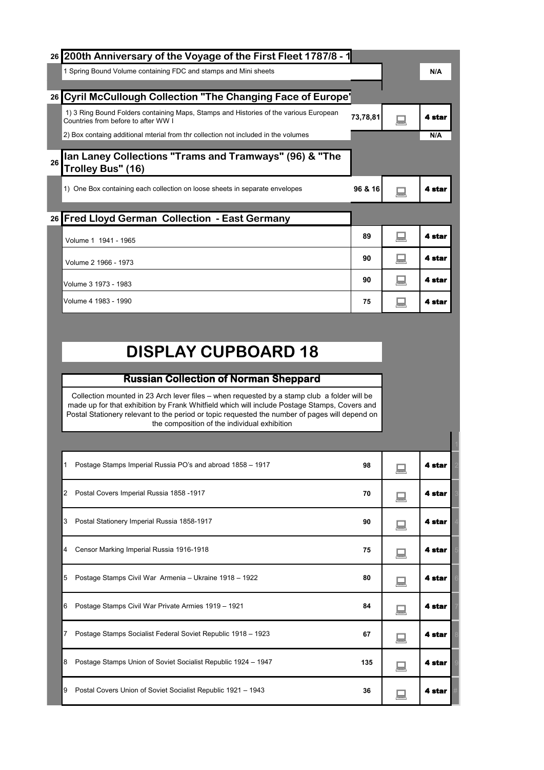## 26 200th Anniversary of the Voyage of the First Fleet 1787/8 - 1

| | | | |
|---|---|---|---|
| 1 Spring Bound Volume containing FDC and stamps and Mini sheets | | | N/A |

## 26 Cyril McCullough Collection "The Changing Face of Europe"

| | | | |
|---|---|---|---|
| 1) 3 Ring Bound Folders containing Maps, Stamps and Histories of the various European Countries from before to after WW I | 73,78,81 | | 4 star |
| 2) Box containg additional mterial from thr collection not included in the volumes | | | N/A |

## 26 Ian Laney Collections "Trams and Tramways" (96) & "The Trolley Bus" (16)

| | | | |
|---|---|---|---|
| 1) One Box containing each collection on loose sheets in separate envelopes | 96 & 16 | | 4 star |

## 26 Fred Lloyd German Collection - East Germany

| | | | |
|---|---|---|---|
| Volume 1 1941 - 1965 | 89 | | 4 star |
| Volume 2 1966 - 1973 | 90 | | 4 star |
| Volume 3 1973 - 1983 | 90 | | 4 star |
| Volume 4 1983 - 1990 | 75 | | 4 star |

# DISPLAY CUPBOARD 18

## Russian Collection of Norman Sheppard

Collection mounted in 23 Arch lever files – when requested by a stamp club a folder will be made up for that exhibition by Frank Whitfield which will include Postage Stamps, Covers and Postal Stationery relevant to the period or topic requested the number of pages will depend on the composition of the individual exhibition

| | | | |
|---|---|---|---|
| 1 Postage Stamps Imperial Russia PO's and abroad 1858 – 1917 | 98 | | 4 star |
| 2 Postal Covers Imperial Russia 1858 -1917 | 70 | | 4 star |
| 3 Postal Stationery Imperial Russia 1858-1917 | 90 | | 4 star |
| 4 Censor Marking Imperial Russia 1916-1918 | 75 | | 4 star |
| 5 Postage Stamps Civil War Armenia – Ukraine 1918 – 1922 | 80 | | 4 star |
| 6 Postage Stamps Civil War Private Armies 1919 – 1921 | 84 | | 4 star |
| 7 Postage Stamps Socialist Federal Soviet Republic 1918 – 1923 | 67 | | 4 star |
| 8 Postage Stamps Union of Soviet Socialist Republic 1924 – 1947 | 135 | | 4 star |
| 9 Postal Covers Union of Soviet Socialist Republic 1921 – 1943 | 36 | | 4 star |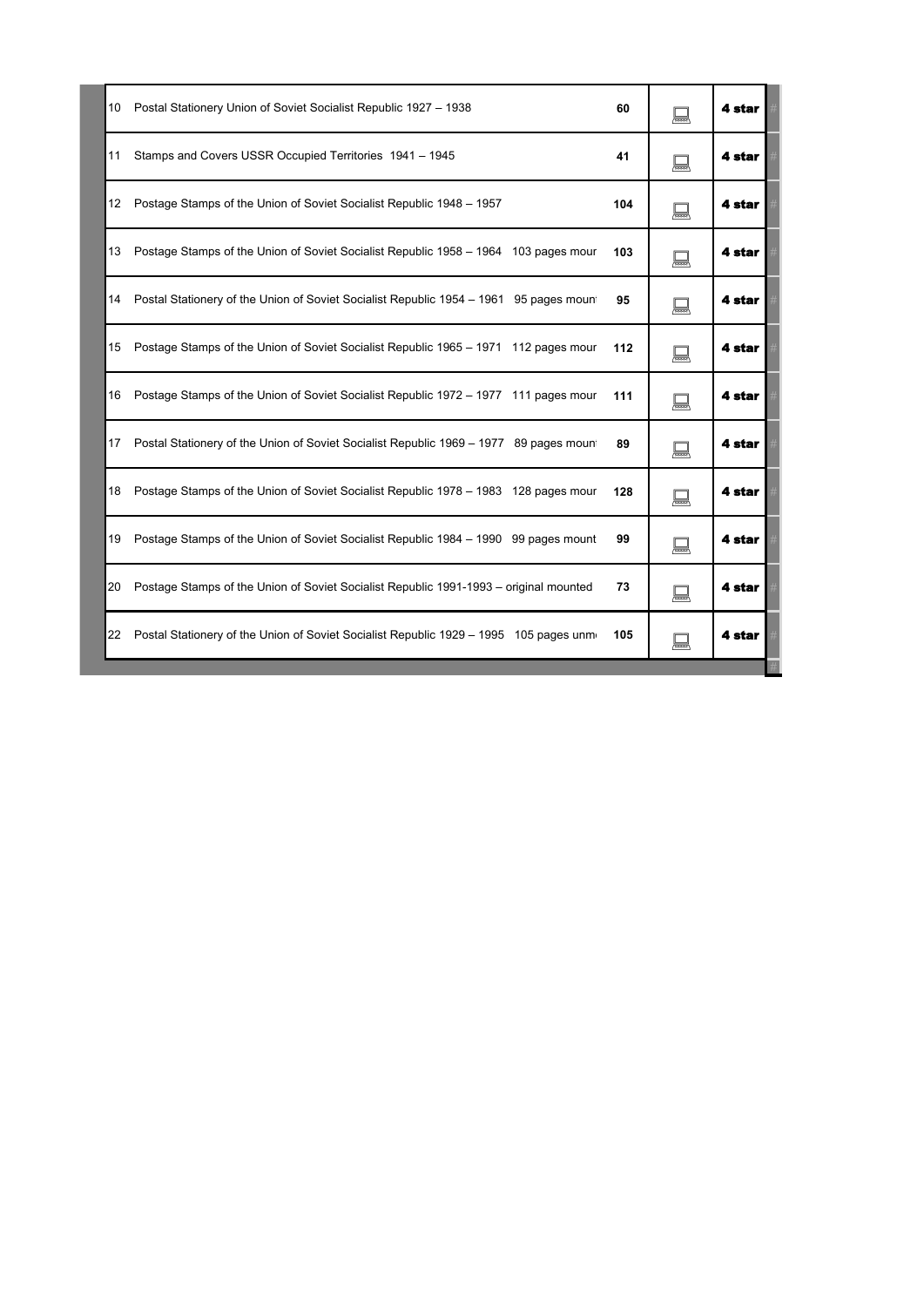| | | | | |
|---|---|---|---|---|
| 10 | Postal Stationery Union of Soviet Socialist Republic 1927 – 1938 | **60** | | **4 star** |
| 11 | Stamps and Covers USSR Occupied Territories 1941 – 1945 | **41** | | **4 star** |
| 12 | Postage Stamps of the Union of Soviet Socialist Republic 1948 – 1957 | **104** | | **4 star** |
| 13 | Postage Stamps of the Union of Soviet Socialist Republic 1958 – 1964 103 pages mour | **103** | | **4 star** |
| 14 | Postal Stationery of the Union of Soviet Socialist Republic 1954 – 1961 95 pages moun | **95** | | **4 star** |
| 15 | Postage Stamps of the Union of Soviet Socialist Republic 1965 – 1971 112 pages mour | **112** | | **4 star** |
| 16 | Postage Stamps of the Union of Soviet Socialist Republic 1972 – 1977 111 pages mour | **111** | | **4 star** |
| 17 | Postal Stationery of the Union of Soviet Socialist Republic 1969 – 1977 89 pages moun | **89** | | **4 star** |
| 18 | Postage Stamps of the Union of Soviet Socialist Republic 1978 – 1983 128 pages mour | **128** | | **4 star** |
| 19 | Postage Stamps of the Union of Soviet Socialist Republic 1984 – 1990 99 pages mount | **99** | | **4 star** |
| 20 | Postage Stamps of the Union of Soviet Socialist Republic 1991-1993 – original mounted | **73** | | **4 star** |
| 22 | Postal Stationery of the Union of Soviet Socialist Republic 1929 – 1995 105 pages unm | **105** | | **4 star** |